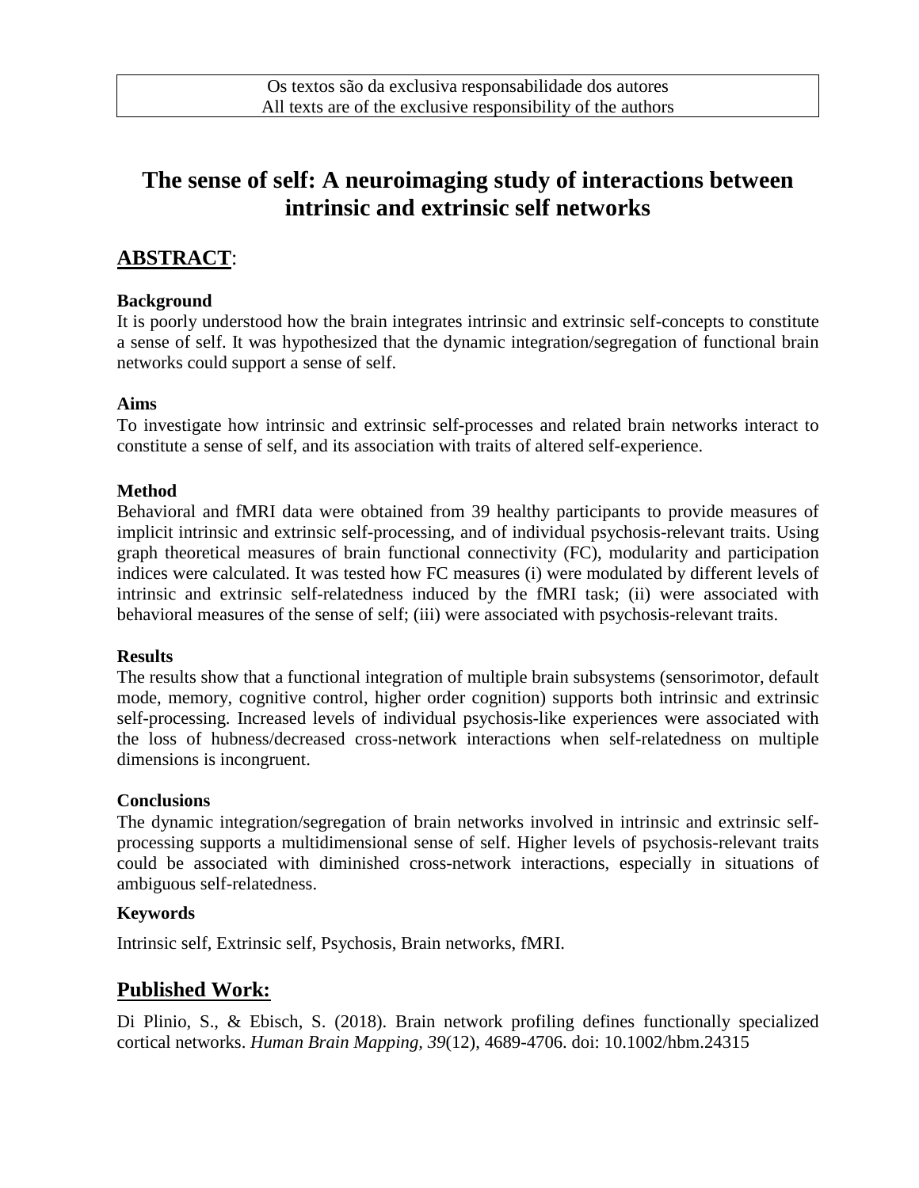Os textos são da exclusiva responsabilidade dos autores
All texts are of the exclusive responsibility of the authors

# The sense of self: A neuroimaging study of interactions between intrinsic and extrinsic self networks

## ABSTRACT:

**Background**

It is poorly understood how the brain integrates intrinsic and extrinsic self-concepts to constitute a sense of self. It was hypothesized that the dynamic integration/segregation of functional brain networks could support a sense of self.

**Aims**

To investigate how intrinsic and extrinsic self-processes and related brain networks interact to constitute a sense of self, and its association with traits of altered self-experience.

**Method**

Behavioral and fMRI data were obtained from 39 healthy participants to provide measures of implicit intrinsic and extrinsic self-processing, and of individual psychosis-relevant traits. Using graph theoretical measures of brain functional connectivity (FC), modularity and participation indices were calculated. It was tested how FC measures (i) were modulated by different levels of intrinsic and extrinsic self-relatedness induced by the fMRI task; (ii) were associated with behavioral measures of the sense of self; (iii) were associated with psychosis-relevant traits.

**Results**

The results show that a functional integration of multiple brain subsystems (sensorimotor, default mode, memory, cognitive control, higher order cognition) supports both intrinsic and extrinsic self-processing. Increased levels of individual psychosis-like experiences were associated with the loss of hubness/decreased cross-network interactions when self-relatedness on multiple dimensions is incongruent.

**Conclusions**

The dynamic integration/segregation of brain networks involved in intrinsic and extrinsic self-processing supports a multidimensional sense of self. Higher levels of psychosis-relevant traits could be associated with diminished cross-network interactions, especially in situations of ambiguous self-relatedness.

**Keywords**

Intrinsic self, Extrinsic self, Psychosis, Brain networks, fMRI.

## Published Work:

Di Plinio, S., & Ebisch, S. (2018). Brain network profiling defines functionally specialized cortical networks. *Human Brain Mapping, 39*(12), 4689-4706. doi: 10.1002/hbm.24315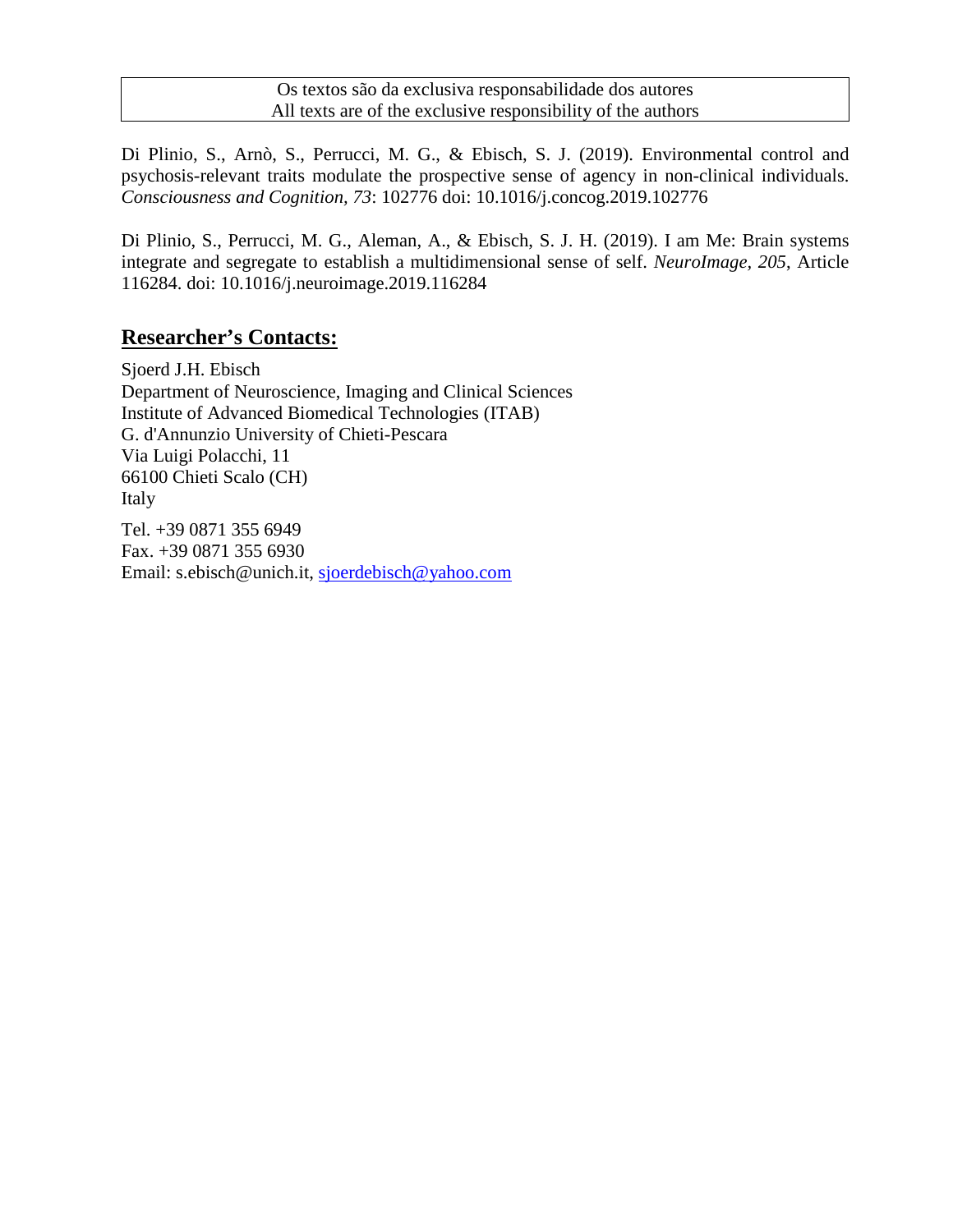Os textos são da exclusiva responsabilidade dos autores
All texts are of the exclusive responsibility of the authors

Di Plinio, S., Arnò, S., Perrucci, M. G., & Ebisch, S. J. (2019). Environmental control and psychosis-relevant traits modulate the prospective sense of agency in non-clinical individuals. *Consciousness and Cognition, 73*: 102776 doi: 10.1016/j.concog.2019.102776

Di Plinio, S., Perrucci, M. G., Aleman, A., & Ebisch, S. J. H. (2019). I am Me: Brain systems integrate and segregate to establish a multidimensional sense of self. *NeuroImage, 205*, Article 116284. doi: 10.1016/j.neuroimage.2019.116284

## Researcher's Contacts:

Sjoerd J.H. Ebisch
Department of Neuroscience, Imaging and Clinical Sciences
Institute of Advanced Biomedical Technologies (ITAB)
G. d'Annunzio University of Chieti-Pescara
Via Luigi Polacchi, 11
66100 Chieti Scalo (CH)
Italy

Tel. +39 0871 355 6949
Fax. +39 0871 355 6930
Email: s.ebisch@unich.it, sjoerdebisch@yahoo.com